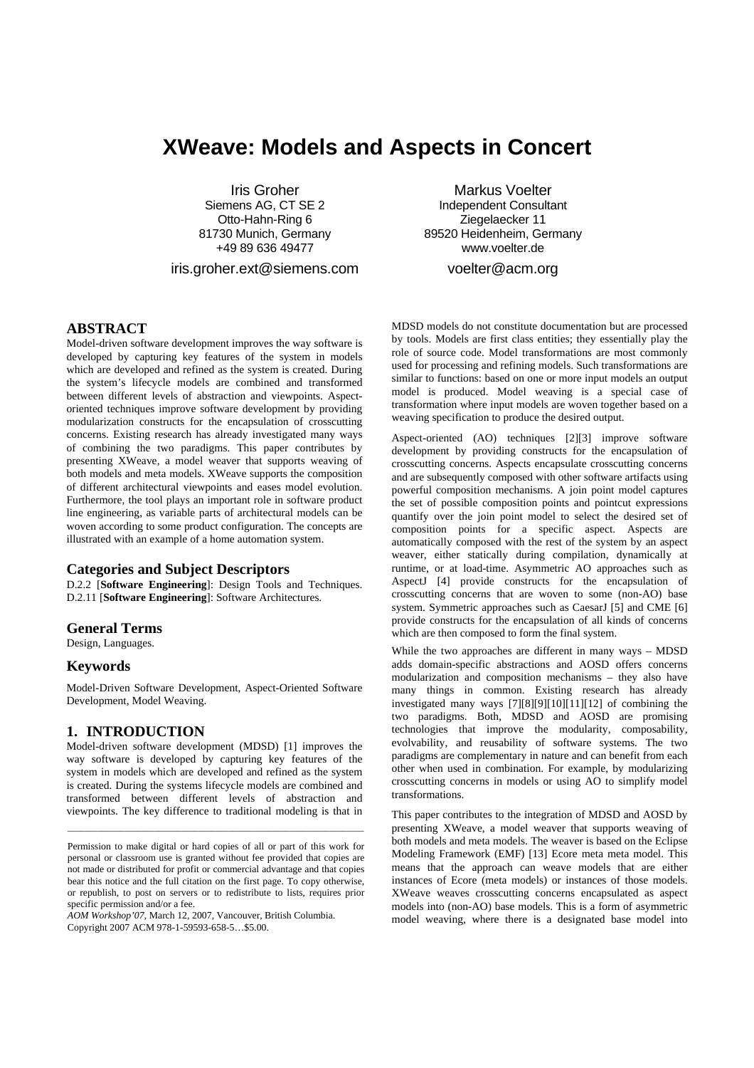# XWeave: Models and Aspects in Concert

Iris Groher
Siemens AG, CT SE 2
Otto-Hahn-Ring 6
81730 Munich, Germany
+49 89 636 49477
iris.groher.ext@siemens.com

Markus Voelter
Independent Consultant
Ziegelaecker 11
89520 Heidenheim, Germany
www.voelter.de
voelter@acm.org

## ABSTRACT

Model-driven software development improves the way software is developed by capturing key features of the system in models which are developed and refined as the system is created. During the system's lifecycle models are combined and transformed between different levels of abstraction and viewpoints. Aspect-oriented techniques improve software development by providing modularization constructs for the encapsulation of crosscutting concerns. Existing research has already investigated many ways of combining the two paradigms. This paper contributes by presenting XWeave, a model weaver that supports weaving of both models and meta models. XWeave supports the composition of different architectural viewpoints and eases model evolution. Furthermore, the tool plays an important role in software product line engineering, as variable parts of architectural models can be woven according to some product configuration. The concepts are illustrated with an example of a home automation system.

### Categories and Subject Descriptors

D.2.2 [**Software Engineering**]: Design Tools and Techniques. D.2.11 [**Software Engineering**]: Software Architectures.

### General Terms

Design, Languages.

### Keywords

Model-Driven Software Development, Aspect-Oriented Software Development, Model Weaving.

## 1. INTRODUCTION

Model-driven software development (MDSD) [1] improves the way software is developed by capturing key features of the system in models which are developed and refined as the system is created. During the systems lifecycle models are combined and transformed between different levels of abstraction and viewpoints. The key difference to traditional modeling is that in MDSD models do not constitute documentation but are processed by tools. Models are first class entities; they essentially play the role of source code. Model transformations are most commonly used for processing and refining models. Such transformations are similar to functions: based on one or more input models an output model is produced. Model weaving is a special case of transformation where input models are woven together based on a weaving specification to produce the desired output.

Aspect-oriented (AO) techniques [2][3] improve software development by providing constructs for the encapsulation of crosscutting concerns. Aspects encapsulate crosscutting concerns and are subsequently composed with other software artifacts using powerful composition mechanisms. A join point model captures the set of possible composition points and pointcut expressions quantify over the join point model to select the desired set of composition points for a specific aspect. Aspects are automatically composed with the rest of the system by an aspect weaver, either statically during compilation, dynamically at runtime, or at load-time. Asymmetric AO approaches such as AspectJ [4] provide constructs for the encapsulation of crosscutting concerns that are woven to some (non-AO) base system. Symmetric approaches such as CaesarJ [5] and CME [6] provide constructs for the encapsulation of all kinds of concerns which are then composed to form the final system.

While the two approaches are different in many ways – MDSD adds domain-specific abstractions and AOSD offers concerns modularization and composition mechanisms – they also have many things in common. Existing research has already investigated many ways [7][8][9][10][11][12] of combining the two paradigms. Both, MDSD and AOSD are promising technologies that improve the modularity, composability, evolvability, and reusability of software systems. The two paradigms are complementary in nature and can benefit from each other when used in combination. For example, by modularizing crosscutting concerns in models or using AO to simplify model transformations.

This paper contributes to the integration of MDSD and AOSD by presenting XWeave, a model weaver that supports weaving of both models and meta models. The weaver is based on the Eclipse Modeling Framework (EMF) [13] Ecore meta meta model. This means that the approach can weave models that are either instances of Ecore (meta models) or instances of those models. XWeave weaves crosscutting concerns encapsulated as aspect models into (non-AO) base models. This is a form of asymmetric model weaving, where there is a designated base model into

---

Permission to make digital or hard copies of all or part of this work for personal or classroom use is granted without fee provided that copies are not made or distributed for profit or commercial advantage and that copies bear this notice and the full citation on the first page. To copy otherwise, or republish, to post on servers or to redistribute to lists, requires prior specific permission and/or a fee.
*AOM Workshop'07*, March 12, 2007, Vancouver, British Columbia.
Copyright 2007 ACM 978-1-59593-658-5…$5.00.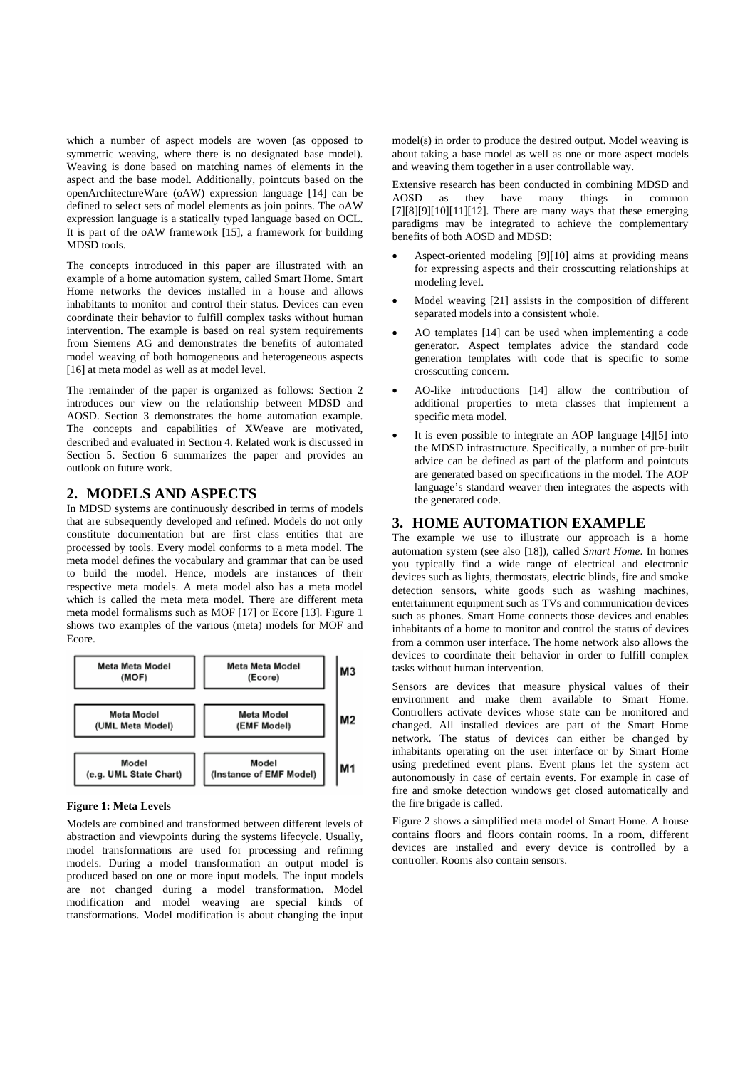which a number of aspect models are woven (as opposed to symmetric weaving, where there is no designated base model). Weaving is done based on matching names of elements in the aspect and the base model. Additionally, pointcuts based on the openArchitectureWare (oAW) expression language [14] can be defined to select sets of model elements as join points. The oAW expression language is a statically typed language based on OCL. It is part of the oAW framework [15], a framework for building MDSD tools.

The concepts introduced in this paper are illustrated with an example of a home automation system, called Smart Home. Smart Home networks the devices installed in a house and allows inhabitants to monitor and control their status. Devices can even coordinate their behavior to fulfill complex tasks without human intervention. The example is based on real system requirements from Siemens AG and demonstrates the benefits of automated model weaving of both homogeneous and heterogeneous aspects [16] at meta model as well as at model level.

The remainder of the paper is organized as follows: Section 2 introduces our view on the relationship between MDSD and AOSD. Section 3 demonstrates the home automation example. The concepts and capabilities of XWeave are motivated, described and evaluated in Section 4. Related work is discussed in Section 5. Section 6 summarizes the paper and provides an outlook on future work.

## 2. MODELS AND ASPECTS

In MDSD systems are continuously described in terms of models that are subsequently developed and refined. Models do not only constitute documentation but are first class entities that are processed by tools. Every model conforms to a meta model. The meta model defines the vocabulary and grammar that can be used to build the model. Hence, models are instances of their respective meta models. A meta model also has a meta model which is called the meta meta model. There are different meta meta model formalisms such as MOF [17] or Ecore [13]. Figure 1 shows two examples of the various (meta) models for MOF and Ecore.

Meta Meta Model (MOF)
Meta Meta Model (Ecore)
M3
Meta Model (UML Meta Model)
Meta Model (EMF Model)
M2
Model (e.g. UML State Chart)
Model (Instance of EMF Model)
M1

**Figure 1: Meta Levels**

Models are combined and transformed between different levels of abstraction and viewpoints during the systems lifecycle. Usually, model transformations are used for processing and refining models. During a model transformation an output model is produced based on one or more input models. The input models are not changed during a model transformation. Model modification and model weaving are special kinds of transformations. Model modification is about changing the input model(s) in order to produce the desired output. Model weaving is about taking a base model as well as one or more aspect models and weaving them together in a user controllable way.

Extensive research has been conducted in combining MDSD and AOSD as they have many things in common [7][8][9][10][11][12]. There are many ways that these emerging paradigms may be integrated to achieve the complementary benefits of both AOSD and MDSD:

- Aspect-oriented modeling [9][10] aims at providing means for expressing aspects and their crosscutting relationships at modeling level.
- Model weaving [21] assists in the composition of different separated models into a consistent whole.
- AO templates [14] can be used when implementing a code generator. Aspect templates advice the standard code generation templates with code that is specific to some crosscutting concern.
- AO-like introductions [14] allow the contribution of additional properties to meta classes that implement a specific meta model.
- It is even possible to integrate an AOP language [4][5] into the MDSD infrastructure. Specifically, a number of pre-built advice can be defined as part of the platform and pointcuts are generated based on specifications in the model. The AOP language's standard weaver then integrates the aspects with the generated code.

## 3. HOME AUTOMATION EXAMPLE

The example we use to illustrate our approach is a home automation system (see also [18]), called *Smart Home*. In homes you typically find a wide range of electrical and electronic devices such as lights, thermostats, electric blinds, fire and smoke detection sensors, white goods such as washing machines, entertainment equipment such as TVs and communication devices such as phones. Smart Home connects those devices and enables inhabitants of a home to monitor and control the status of devices from a common user interface. The home network also allows the devices to coordinate their behavior in order to fulfill complex tasks without human intervention.

Sensors are devices that measure physical values of their environment and make them available to Smart Home. Controllers activate devices whose state can be monitored and changed. All installed devices are part of the Smart Home network. The status of devices can either be changed by inhabitants operating on the user interface or by Smart Home using predefined event plans. Event plans let the system act autonomously in case of certain events. For example in case of fire and smoke detection windows get closed automatically and the fire brigade is called.

Figure 2 shows a simplified meta model of Smart Home. A house contains floors and floors contain rooms. In a room, different devices are installed and every device is controlled by a controller. Rooms also contain sensors.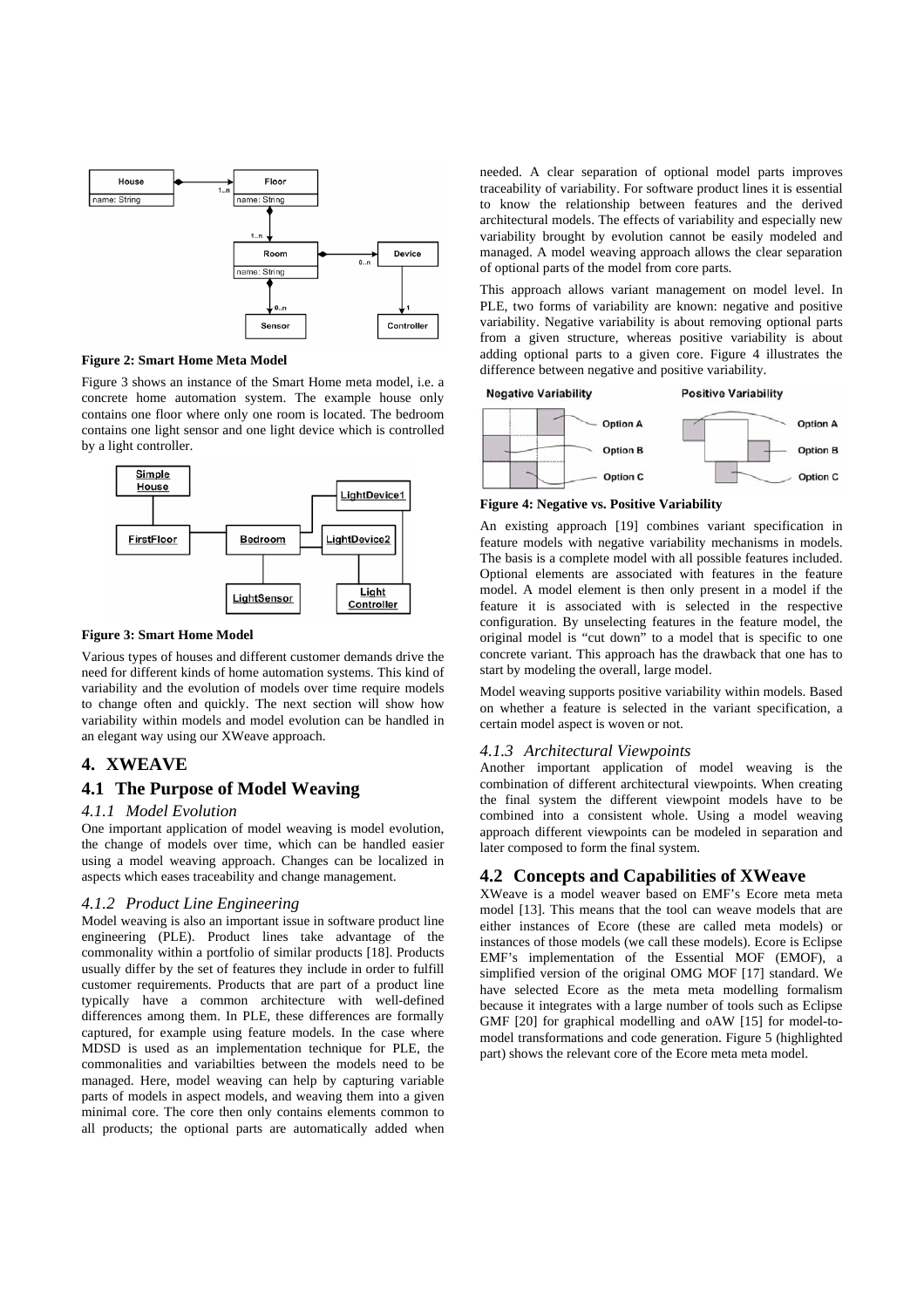**Figure 2: Smart Home Meta Model**

Figure 3 shows an instance of the Smart Home meta model, i.e. a concrete home automation system. The example house only contains one floor where only one room is located. The bedroom contains one light sensor and one light device which is controlled by a light controller.

**Figure 3: Smart Home Model**

Various types of houses and different customer demands drive the need for different kinds of home automation systems. This kind of variability and the evolution of models over time require models to change often and quickly. The next section will show how variability within models and model evolution can be handled in an elegant way using our XWeave approach.

## 4. XWEAVE

### 4.1 The Purpose of Model Weaving

#### *4.1.1 Model Evolution*

One important application of model weaving is model evolution, the change of models over time, which can be handled easier using a model weaving approach. Changes can be localized in aspects which eases traceability and change management.

#### *4.1.2 Product Line Engineering*

Model weaving is also an important issue in software product line engineering (PLE). Product lines take advantage of the commonality within a portfolio of similar products [18]. Products usually differ by the set of features they include in order to fulfill customer requirements. Products that are part of a product line typically have a common architecture with well-defined differences among them. In PLE, these differences are formally captured, for example using feature models. In the case where MDSD is used as an implementation technique for PLE, the commonalities and variabilties between the models need to be managed. Here, model weaving can help by capturing variable parts of models in aspect models, and weaving them into a given minimal core. The core then only contains elements common to all products; the optional parts are automatically added when needed. A clear separation of optional model parts improves traceability of variability. For software product lines it is essential to know the relationship between features and the derived architectural models. The effects of variability and especially new variability brought by evolution cannot be easily modeled and managed. A model weaving approach allows the clear separation of optional parts of the model from core parts.

This approach allows variant management on model level. In PLE, two forms of variability are known: negative and positive variability. Negative variability is about removing optional parts from a given structure, whereas positive variability is about adding optional parts to a given core. Figure 4 illustrates the difference between negative and positive variability.

**Figure 4: Negative vs. Positive Variability**

An existing approach [19] combines variant specification in feature models with negative variability mechanisms in models. The basis is a complete model with all possible features included. Optional elements are associated with features in the feature model. A model element is then only present in a model if the feature it is associated with is selected in the respective configuration. By unselecting features in the feature model, the original model is "cut down" to a model that is specific to one concrete variant. This approach has the drawback that one has to start by modeling the overall, large model.

Model weaving supports positive variability within models. Based on whether a feature is selected in the variant specification, a certain model aspect is woven or not.

#### *4.1.3 Architectural Viewpoints*

Another important application of model weaving is the combination of different architectural viewpoints. When creating the final system the different viewpoint models have to be combined into a consistent whole. Using a model weaving approach different viewpoints can be modeled in separation and later composed to form the final system.

### 4.2 Concepts and Capabilities of XWeave

XWeave is a model weaver based on EMF's Ecore meta meta model [13]. This means that the tool can weave models that are either instances of Ecore (these are called meta models) or instances of those models (we call these models). Ecore is Eclipse EMF's implementation of the Essential MOF (EMOF), a simplified version of the original OMG MOF [17] standard. We have selected Ecore as the meta meta modelling formalism because it integrates with a large number of tools such as Eclipse GMF [20] for graphical modelling and oAW [15] for model-to-model transformations and code generation. Figure 5 (highlighted part) shows the relevant core of the Ecore meta meta model.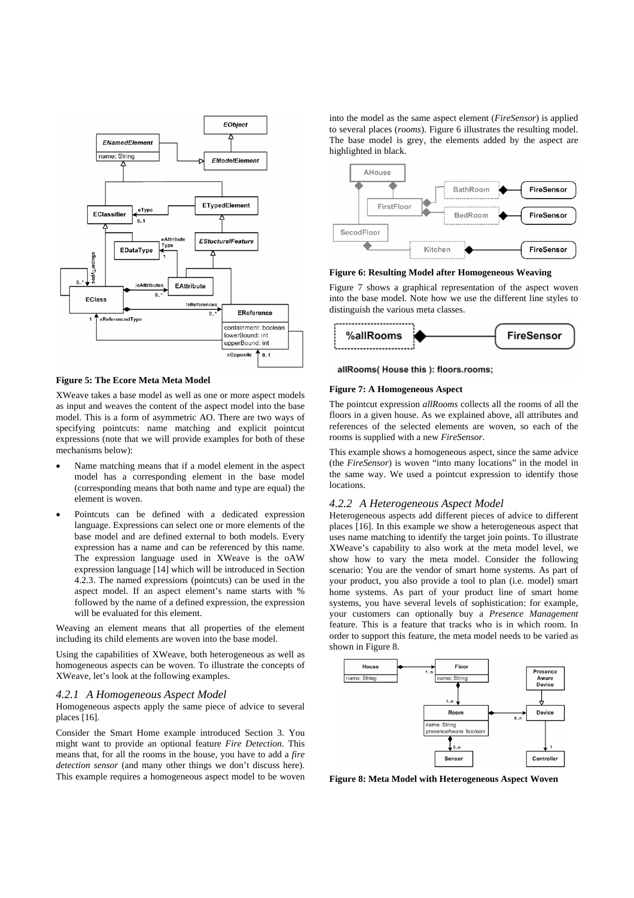**Figure 5: The Ecore Meta Meta Model**

XWeave takes a base model as well as one or more aspect models as input and weaves the content of the aspect model into the base model. This is a form of asymmetric AO. There are two ways of specifying pointcuts: name matching and explicit pointcut expressions (note that we will provide examples for both of these mechanisms below):

- Name matching means that if a model element in the aspect model has a corresponding element in the base model (corresponding means that both name and type are equal) the element is woven.
- Pointcuts can be defined with a dedicated expression language. Expressions can select one or more elements of the base model and are defined external to both models. Every expression has a name and can be referenced by this name. The expression language used in XWeave is the oAW expression language [14] which will be introduced in Section 4.2.3. The named expressions (pointcuts) can be used in the aspect model. If an aspect element's name starts with % followed by the name of a defined expression, the expression will be evaluated for this element.

Weaving an element means that all properties of the element including its child elements are woven into the base model.

Using the capabilities of XWeave, both heterogeneous as well as homogeneous aspects can be woven. To illustrate the concepts of XWeave, let's look at the following examples.

### *4.2.1 A Homogeneous Aspect Model*

Homogeneous aspects apply the same piece of advice to several places [16].

Consider the Smart Home example introduced Section 3. You might want to provide an optional feature *Fire Detection*. This means that, for all the rooms in the house, you have to add a *fire detection sensor* (and many other things we don't discuss here). This example requires a homogeneous aspect model to be woven into the model as the same aspect element (*FireSensor*) is applied to several places (*rooms*). Figure 6 illustrates the resulting model. The base model is grey, the elements added by the aspect are highlighted in black.

**Figure 6: Resulting Model after Homogeneous Weaving**

Figure 7 shows a graphical representation of the aspect woven into the base model. Note how we use the different line styles to distinguish the various meta classes.

**Figure 7: A Homogeneous Aspect**

The pointcut expression *allRooms* collects all the rooms of all the floors in a given house. As we explained above, all attributes and references of the selected elements are woven, so each of the rooms is supplied with a new *FireSensor*.

This example shows a homogeneous aspect, since the same advice (the *FireSensor*) is woven "into many locations" in the model in the same way. We used a pointcut expression to identify those locations.

### *4.2.2 A Heterogeneous Aspect Model*

Heterogeneous aspects add different pieces of advice to different places [16]. In this example we show a heterogeneous aspect that uses name matching to identify the target join points. To illustrate XWeave's capability to also work at the meta model level, we show how to vary the meta model. Consider the following scenario: You are the vendor of smart home systems. As part of your product, you also provide a tool to plan (i.e. model) smart home systems. As part of your product line of smart home systems, you have several levels of sophistication: for example, your customers can optionally buy a *Presence Management* feature. This is a feature that tracks who is in which room. In order to support this feature, the meta model needs to be varied as shown in Figure 8.

**Figure 8: Meta Model with Heterogeneous Aspect Woven**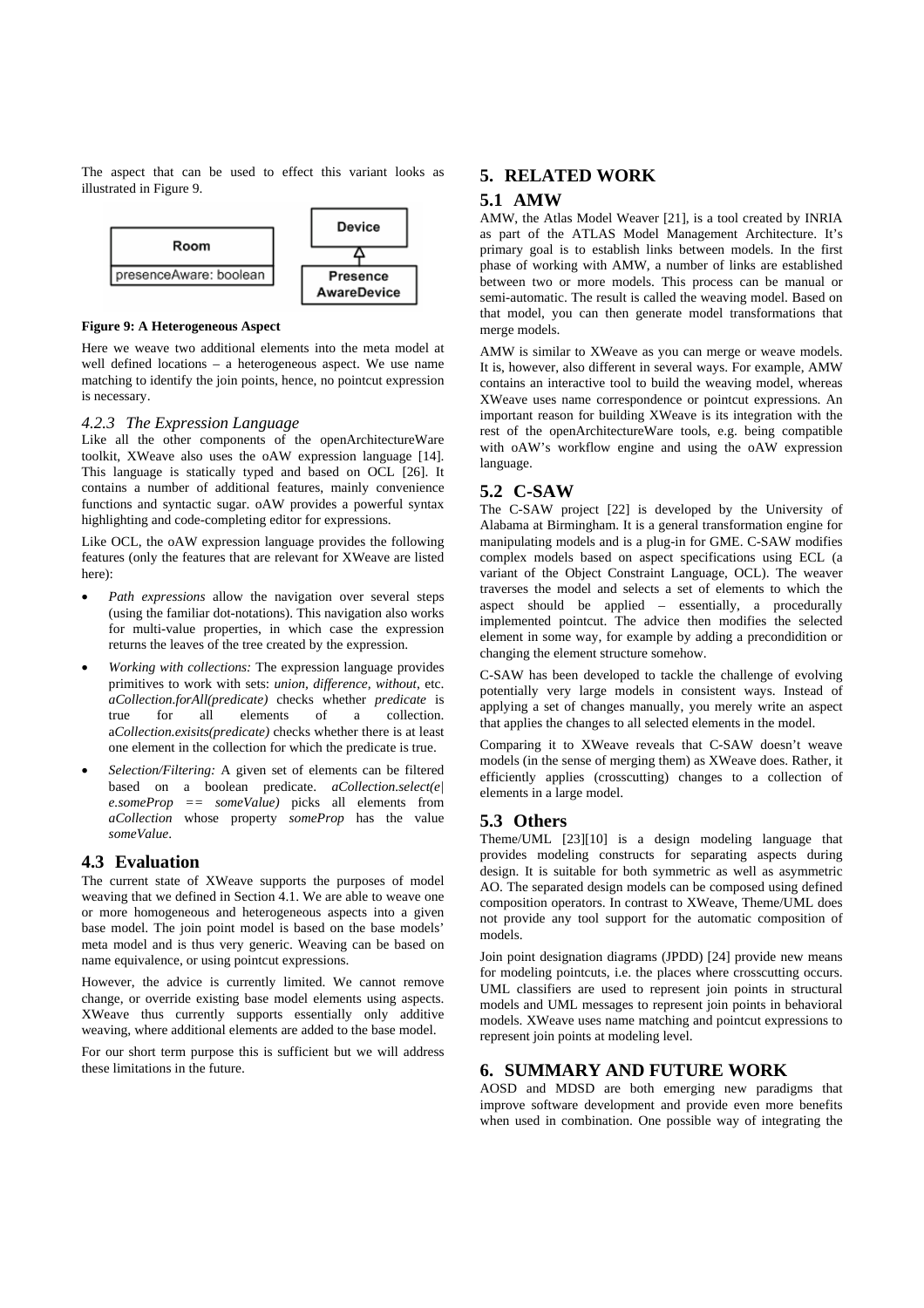The aspect that can be used to effect this variant looks as illustrated in Figure 9.

**Figure 9: A Heterogeneous Aspect**

Here we weave two additional elements into the meta model at well defined locations – a heterogeneous aspect. We use name matching to identify the join points, hence, no pointcut expression is necessary.

### 4.2.3 The Expression Language

Like all the other components of the openArchitectureWare toolkit, XWeave also uses the oAW expression language [14]. This language is statically typed and based on OCL [26]. It contains a number of additional features, mainly convenience functions and syntactic sugar. oAW provides a powerful syntax highlighting and code-completing editor for expressions.

Like OCL, the oAW expression language provides the following features (only the features that are relevant for XWeave are listed here):

- *Path expressions* allow the navigation over several steps (using the familiar dot-notations). This navigation also works for multi-value properties, in which case the expression returns the leaves of the tree created by the expression.
- *Working with collections:* The expression language provides primitives to work with sets: *union, difference, without*, etc. *aCollection.forAll(predicate)* checks whether *predicate* is true for all elements of a collection. a*Collection.exisits(predicate)* checks whether there is at least one element in the collection for which the predicate is true.
- *Selection/Filtering:* A given set of elements can be filtered based on a boolean predicate. *aCollection.select(e| e.someProp == someValue)* picks all elements from *aCollection* whose property *someProp* has the value *someValue*.

## 4.3 Evaluation

The current state of XWeave supports the purposes of model weaving that we defined in Section 4.1. We are able to weave one or more homogeneous and heterogeneous aspects into a given base model. The join point model is based on the base models' meta model and is thus very generic. Weaving can be based on name equivalence, or using pointcut expressions.

However, the advice is currently limited. We cannot remove change, or override existing base model elements using aspects. XWeave thus currently supports essentially only additive weaving, where additional elements are added to the base model.

For our short term purpose this is sufficient but we will address these limitations in the future.

# 5. RELATED WORK

## 5.1 AMW

AMW, the Atlas Model Weaver [21], is a tool created by INRIA as part of the ATLAS Model Management Architecture. It's primary goal is to establish links between models. In the first phase of working with AMW, a number of links are established between two or more models. This process can be manual or semi-automatic. The result is called the weaving model. Based on that model, you can then generate model transformations that merge models.

AMW is similar to XWeave as you can merge or weave models. It is, however, also different in several ways. For example, AMW contains an interactive tool to build the weaving model, whereas XWeave uses name correspondence or pointcut expressions. An important reason for building XWeave is its integration with the rest of the openArchitectureWare tools, e.g. being compatible with oAW's workflow engine and using the oAW expression language.

## 5.2 C-SAW

The C-SAW project [22] is developed by the University of Alabama at Birmingham. It is a general transformation engine for manipulating models and is a plug-in for GME. C-SAW modifies complex models based on aspect specifications using ECL (a variant of the Object Constraint Language, OCL). The weaver traverses the model and selects a set of elements to which the aspect should be applied – essentially, a procedurally implemented pointcut. The advice then modifies the selected element in some way, for example by adding a precondidition or changing the element structure somehow.

C-SAW has been developed to tackle the challenge of evolving potentially very large models in consistent ways. Instead of applying a set of changes manually, you merely write an aspect that applies the changes to all selected elements in the model.

Comparing it to XWeave reveals that C-SAW doesn't weave models (in the sense of merging them) as XWeave does. Rather, it efficiently applies (crosscutting) changes to a collection of elements in a large model.

## 5.3 Others

Theme/UML [23][10] is a design modeling language that provides modeling constructs for separating aspects during design. It is suitable for both symmetric as well as asymmetric AO. The separated design models can be composed using defined composition operators. In contrast to XWeave, Theme/UML does not provide any tool support for the automatic composition of models.

Join point designation diagrams (JPDD) [24] provide new means for modeling pointcuts, i.e. the places where crosscutting occurs. UML classifiers are used to represent join points in structural models and UML messages to represent join points in behavioral models. XWeave uses name matching and pointcut expressions to represent join points at modeling level.

# 6. SUMMARY AND FUTURE WORK

AOSD and MDSD are both emerging new paradigms that improve software development and provide even more benefits when used in combination. One possible way of integrating the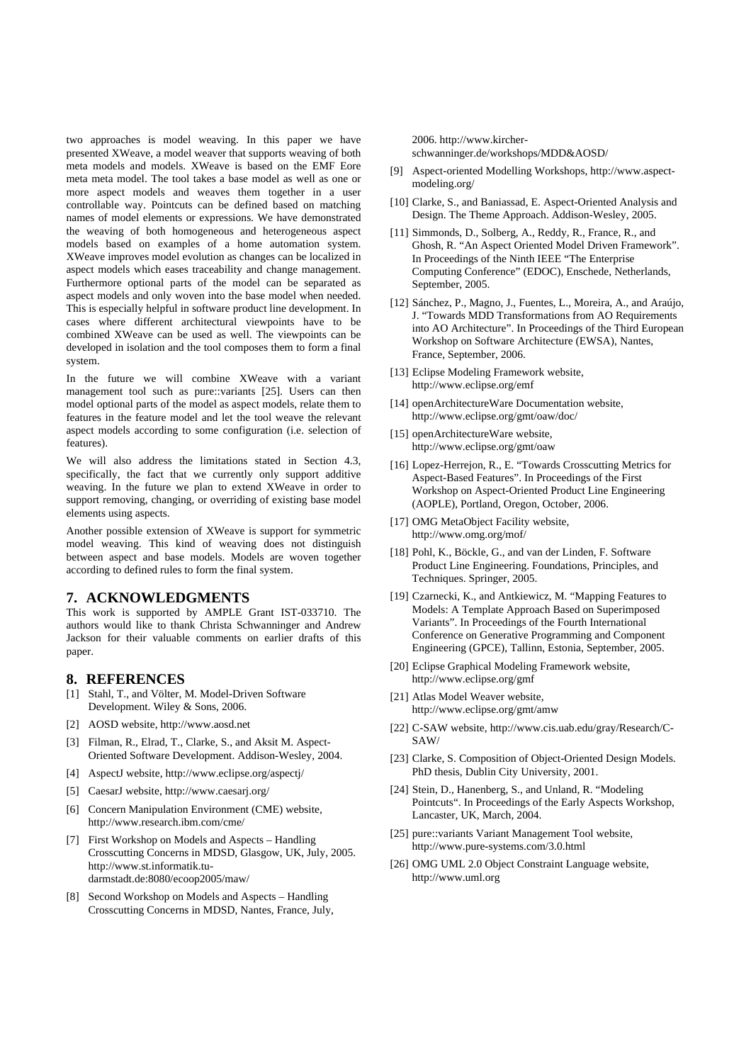two approaches is model weaving. In this paper we have presented XWeave, a model weaver that supports weaving of both meta models and models. XWeave is based on the EMF Eore meta meta model. The tool takes a base model as well as one or more aspect models and weaves them together in a user controllable way. Pointcuts can be defined based on matching names of model elements or expressions. We have demonstrated the weaving of both homogeneous and heterogeneous aspect models based on examples of a home automation system. XWeave improves model evolution as changes can be localized in aspect models which eases traceability and change management. Furthermore optional parts of the model can be separated as aspect models and only woven into the base model when needed. This is especially helpful in software product line development. In cases where different architectural viewpoints have to be combined XWeave can be used as well. The viewpoints can be developed in isolation and the tool composes them to form a final system.

In the future we will combine XWeave with a variant management tool such as pure::variants [25]. Users can then model optional parts of the model as aspect models, relate them to features in the feature model and let the tool weave the relevant aspect models according to some configuration (i.e. selection of features).

We will also address the limitations stated in Section 4.3, specifically, the fact that we currently only support additive weaving. In the future we plan to extend XWeave in order to support removing, changing, or overriding of existing base model elements using aspects.

Another possible extension of XWeave is support for symmetric model weaving. This kind of weaving does not distinguish between aspect and base models. Models are woven together according to defined rules to form the final system.

## 7. ACKNOWLEDGMENTS

This work is supported by AMPLE Grant IST-033710. The authors would like to thank Christa Schwanninger and Andrew Jackson for their valuable comments on earlier drafts of this paper.

## 8. REFERENCES

[1] Stahl, T., and Völter, M. Model-Driven Software Development. Wiley & Sons, 2006.

[2] AOSD website, http://www.aosd.net

[3] Filman, R., Elrad, T., Clarke, S., and Aksit M. Aspect-Oriented Software Development. Addison-Wesley, 2004.

[4] AspectJ website, http://www.eclipse.org/aspectj/

[5] CaesarJ website, http://www.caesarj.org/

[6] Concern Manipulation Environment (CME) website, http://www.research.ibm.com/cme/

[7] First Workshop on Models and Aspects – Handling Crosscutting Concerns in MDSD, Glasgow, UK, July, 2005. http://www.st.informatik.tu-darmstadt.de:8080/ecoop2005/maw/

[8] Second Workshop on Models and Aspects – Handling Crosscutting Concerns in MDSD, Nantes, France, July, 2006. http://www.kircher-schwanninger.de/workshops/MDD&AOSD/

[9] Aspect-oriented Modelling Workshops, http://www.aspect-modeling.org/

[10] Clarke, S., and Baniassad, E. Aspect-Oriented Analysis and Design. The Theme Approach. Addison-Wesley, 2005.

[11] Simmonds, D., Solberg, A., Reddy, R., France, R., and Ghosh, R. "An Aspect Oriented Model Driven Framework". In Proceedings of the Ninth IEEE "The Enterprise Computing Conference" (EDOC), Enschede, Netherlands, September, 2005.

[12] Sánchez, P., Magno, J., Fuentes, L., Moreira, A., and Araújo, J. "Towards MDD Transformations from AO Requirements into AO Architecture". In Proceedings of the Third European Workshop on Software Architecture (EWSA), Nantes, France, September, 2006.

[13] Eclipse Modeling Framework website, http://www.eclipse.org/emf

[14] openArchitectureWare Documentation website, http://www.eclipse.org/gmt/oaw/doc/

[15] openArchitectureWare website, http://www.eclipse.org/gmt/oaw

[16] Lopez-Herrejon, R., E. "Towards Crosscutting Metrics for Aspect-Based Features". In Proceedings of the First Workshop on Aspect-Oriented Product Line Engineering (AOPLE), Portland, Oregon, October, 2006.

[17] OMG MetaObject Facility website, http://www.omg.org/mof/

[18] Pohl, K., Böckle, G., and van der Linden, F. Software Product Line Engineering. Foundations, Principles, and Techniques. Springer, 2005.

[19] Czarnecki, K., and Antkiewicz, M. "Mapping Features to Models: A Template Approach Based on Superimposed Variants". In Proceedings of the Fourth International Conference on Generative Programming and Component Engineering (GPCE), Tallinn, Estonia, September, 2005.

[20] Eclipse Graphical Modeling Framework website, http://www.eclipse.org/gmf

[21] Atlas Model Weaver website, http://www.eclipse.org/gmt/amw

[22] C-SAW website, http://www.cis.uab.edu/gray/Research/C-SAW/

[23] Clarke, S. Composition of Object-Oriented Design Models. PhD thesis, Dublin City University, 2001.

[24] Stein, D., Hanenberg, S., and Unland, R. "Modeling Pointcuts". In Proceedings of the Early Aspects Workshop, Lancaster, UK, March, 2004.

[25] pure::variants Variant Management Tool website, http://www.pure-systems.com/3.0.html

[26] OMG UML 2.0 Object Constraint Language website, http://www.uml.org